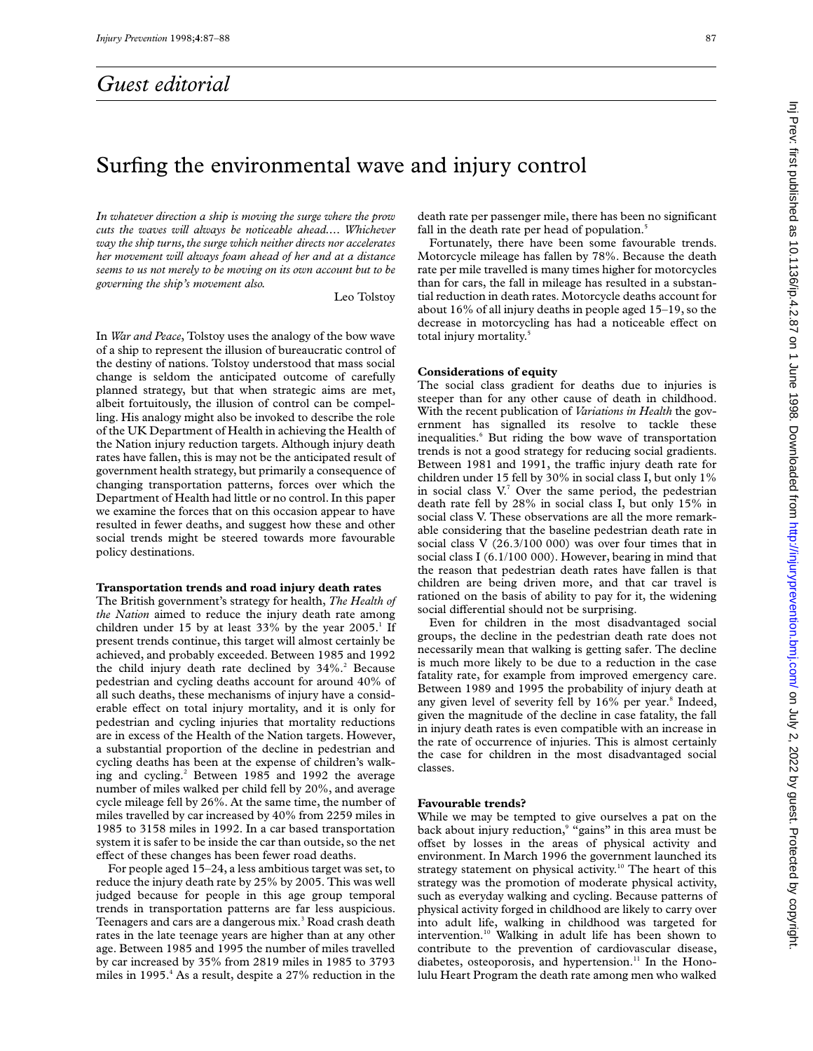## Guest editorial

# Surfing the environmental wave and injury control

*In whatever direction a ship is moving the surge where the prow cuts the waves will always be noticeable ahead.... Whichever way the ship turns, the surge which neither directs nor accelerates her movement will always foam ahead of her and at a distance seems to us not merely to be moving on its own account but to be governing the ship's movement also.*

Leo Tolstoy

In *War and Peace*, Tolstoy uses the analogy of the bow wave of a ship to represent the illusion of bureaucratic control of the destiny of nations. Tolstoy understood that mass social change is seldom the anticipated outcome of carefully planned strategy, but that when strategic aims are met, albeit fortuitously, the illusion of control can be compelling. His analogy might also be invoked to describe the role of the UK Department of Health in achieving the Health of the Nation injury reduction targets. Although injury death rates have fallen, this is may not be the anticipated result of government health strategy, but primarily a consequence of changing transportation patterns, forces over which the Department of Health had little or no control. In this paper we examine the forces that on this occasion appear to have resulted in fewer deaths, and suggest how these and other social trends might be steered towards more favourable policy destinations.

**Transportation trends and road injury death rates**

The British government's strategy for health, *The Health of the Nation* aimed to reduce the injury death rate among children under 15 by at least 33% by the year 2005.[1] If present trends continue, this target will almost certainly be achieved, and probably exceeded. Between 1985 and 1992 the child injury death rate declined by 34%.[2] Because pedestrian and cycling deaths account for around 40% of all such deaths, these mechanisms of injury have a considerable effect on total injury mortality, and it is only for pedestrian and cycling injuries that mortality reductions are in excess of the Health of the Nation targets. However, a substantial proportion of the decline in pedestrian and cycling deaths has been at the expense of children's walking and cycling.[2] Between 1985 and 1992 the average number of miles walked per child fell by 20%, and average cycle mileage fell by 26%. At the same time, the number of miles travelled by car increased by 40% from 2259 miles in 1985 to 3158 miles in 1992. In a car based transportation system it is safer to be inside the car than outside, so the net effect of these changes has been fewer road deaths.

For people aged 15–24, a less ambitious target was set, to reduce the injury death rate by 25% by 2005. This was well judged because for people in this age group temporal trends in transportation patterns are far less auspicious. Teenagers and cars are a dangerous mix.[3] Road crash death rates in the late teenage years are higher than at any other age. Between 1985 and 1995 the number of miles travelled by car increased by 35% from 2819 miles in 1985 to 3793 miles in 1995.[4] As a result, despite a 27% reduction in the death rate per passenger mile, there has been no significant fall in the death rate per head of population.[5]

Fortunately, there have been some favourable trends. Motorcycle mileage has fallen by 78%. Because the death rate per mile travelled is many times higher for motorcycles than for cars, the fall in mileage has resulted in a substantial reduction in death rates. Motorcycle deaths account for about 16% of all injury deaths in people aged 15–19, so the decrease in motorcycling has had a noticeable effect on total injury mortality.[5]

**Considerations of equity**

The social class gradient for deaths due to injuries is steeper than for any other cause of death in childhood. With the recent publication of *Variations in Health* the government has signalled its resolve to tackle these inequalities.[6] But riding the bow wave of transportation trends is not a good strategy for reducing social gradients. Between 1981 and 1991, the traffic injury death rate for children under 15 fell by 30% in social class I, but only 1% in social class V.[7] Over the same period, the pedestrian death rate fell by 28% in social class I, but only 15% in social class V. These observations are all the more remarkable considering that the baseline pedestrian death rate in social class V (26.3/100 000) was over four times that in social class I (6.1/100 000). However, bearing in mind that the reason that pedestrian death rates have fallen is that children are being driven more, and that car travel is rationed on the basis of ability to pay for it, the widening social differential should not be surprising.

Even for children in the most disadvantaged social groups, the decline in the pedestrian death rate does not necessarily mean that walking is getting safer. The decline is much more likely to be due to a reduction in the case fatality rate, for example from improved emergency care. Between 1989 and 1995 the probability of injury death at any given level of severity fell by 16% per year.[8] Indeed, given the magnitude of the decline in case fatality, the fall in injury death rates is even compatible with an increase in the rate of occurrence of injuries. This is almost certainly the case for children in the most disadvantaged social classes.

**Favourable trends?**

While we may be tempted to give ourselves a pat on the back about injury reduction,[9] "gains" in this area must be offset by losses in the areas of physical activity and environment. In March 1996 the government launched its strategy statement on physical activity.[10] The heart of this strategy was the promotion of moderate physical activity, such as everyday walking and cycling. Because patterns of physical activity forged in childhood are likely to carry over into adult life, walking in childhood was targeted for intervention.[10] Walking in adult life has been shown to contribute to the prevention of cardiovascular disease, diabetes, osteoporosis, and hypertension.[11] In the Honolulu Heart Program the death rate among men who walked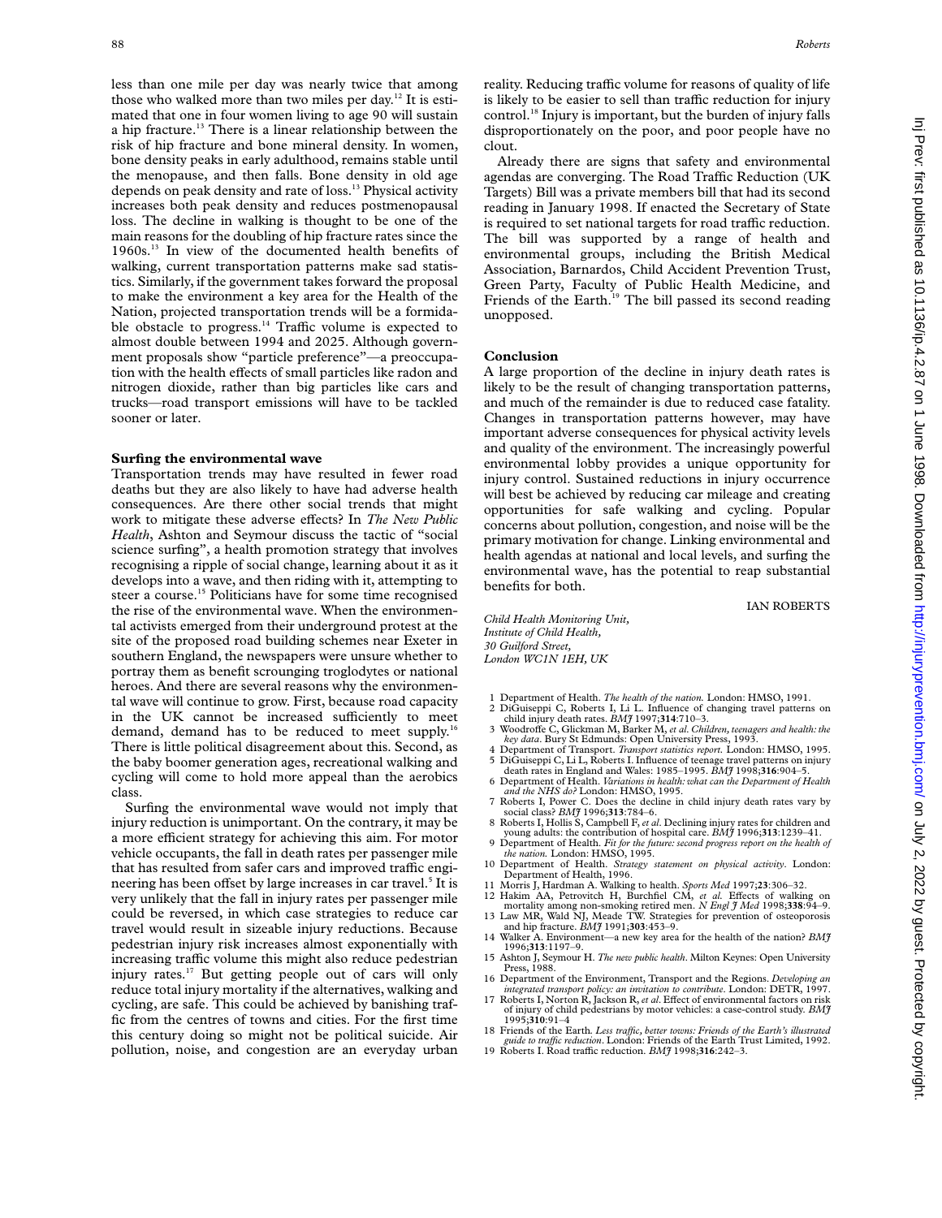less than one mile per day was nearly twice that among those who walked more than two miles per day.[12] It is estimated that one in four women living to age 90 will sustain a hip fracture.[13] There is a linear relationship between the risk of hip fracture and bone mineral density. In women, bone density peaks in early adulthood, remains stable until the menopause, and then falls. Bone density in old age depends on peak density and rate of loss.[13] Physical activity increases both peak density and reduces postmenopausal loss. The decline in walking is thought to be one of the main reasons for the doubling of hip fracture rates since the 1960s.[13] In view of the documented health benefits of walking, current transportation patterns make sad statistics. Similarly, if the government takes forward the proposal to make the environment a key area for the Health of the Nation, projected transportation trends will be a formidable obstacle to progress.[14] Traffic volume is expected to almost double between 1994 and 2025. Although government proposals show "particle preference"—a preoccupation with the health effects of small particles like radon and nitrogen dioxide, rather than big particles like cars and trucks—road transport emissions will have to be tackled sooner or later.

## Surfing the environmental wave

Transportation trends may have resulted in fewer road deaths but they are also likely to have had adverse health consequences. Are there other social trends that might work to mitigate these adverse effects? In *The New Public Health*, Ashton and Seymour discuss the tactic of "social science surfing", a health promotion strategy that involves recognising a ripple of social change, learning about it as it develops into a wave, and then riding with it, attempting to steer a course.[15] Politicians have for some time recognised the rise of the environmental wave. When the environmental activists emerged from their underground protest at the site of the proposed road building schemes near Exeter in southern England, the newspapers were unsure whether to portray them as benefit scrounging troglodytes or national heroes. And there are several reasons why the environmental wave will continue to grow. First, because road capacity in the UK cannot be increased sufficiently to meet demand, demand has to be reduced to meet supply.[16] There is little political disagreement about this. Second, as the baby boomer generation ages, recreational walking and cycling will come to hold more appeal than the aerobics class.

Surfing the environmental wave would not imply that injury reduction is unimportant. On the contrary, it may be a more efficient strategy for achieving this aim. For motor vehicle occupants, the fall in death rates per passenger mile that has resulted from safer cars and improved traffic engineering has been offset by large increases in car travel.[5] It is very unlikely that the fall in injury rates per passenger mile could be reversed, in which case strategies to reduce car travel would result in sizeable injury reductions. Because pedestrian injury risk increases almost exponentially with increasing traffic volume this might also reduce pedestrian injury rates.[17] But getting people out of cars will only reduce total injury mortality if the alternatives, walking and cycling, are safe. This could be achieved by banishing traffic from the centres of towns and cities. For the first time this century doing so might not be political suicide. Air pollution, noise, and congestion are an everyday urban reality. Reducing traffic volume for reasons of quality of life is likely to be easier to sell than traffic reduction for injury control.[18] Injury is important, but the burden of injury falls disproportionately on the poor, and poor people have no clout.

Already there are signs that safety and environmental agendas are converging. The Road Traffic Reduction (UK Targets) Bill was a private members bill that had its second reading in January 1998. If enacted the Secretary of State is required to set national targets for road traffic reduction. The bill was supported by a range of health and environmental groups, including the British Medical Association, Barnardos, Child Accident Prevention Trust, Green Party, Faculty of Public Health Medicine, and Friends of the Earth.[19] The bill passed its second reading unopposed.

## Conclusion

A large proportion of the decline in injury death rates is likely to be the result of changing transportation patterns, and much of the remainder is due to reduced case fatality. Changes in transportation patterns however, may have important adverse consequences for physical activity levels and quality of the environment. The increasingly powerful environmental lobby provides a unique opportunity for injury control. Sustained reductions in injury occurrence will best be achieved by reducing car mileage and creating opportunities for safe walking and cycling. Popular concerns about pollution, congestion, and noise will be the primary motivation for change. Linking environmental and health agendas at national and local levels, and surfing the environmental wave, has the potential to reap substantial benefits for both.

IAN ROBERTS

*Child Health Monitoring Unit,*
*Institute of Child Health,*
*30 Guilford Street,*
*London WC1N 1EH, UK*

1 Department of Health. *The health of the nation.* London: HMSO, 1991.
2 DiGuiseppi C, Roberts I, Li L. Influence of changing travel patterns on child injury death rates. *BMJ* 1997;**314**:710–3.
3 Woodroffe C, Glickman M, Barker M, *et al. Children, teenagers and health: the key data.* Bury St Edmunds: Open University Press, 1993.
4 Department of Transport. *Transport statistics report.* London: HMSO, 1995.
5 DiGuiseppi C, Li L, Roberts I. Influence of teenage travel patterns on injury death rates in England and Wales: 1985–1995. *BMJ* 1998;**316**:904–5.
6 Department of Health. *Variations in health: what can the Department of Health and the NHS do?* London: HMSO, 1995.
7 Roberts I, Power C. Does the decline in child injury death rates vary by social class? *BMJ* 1996;**313**:784–6.
8 Roberts I, Hollis S, Campbell F, *et al.* Declining injury rates for children and young adults: the contribution of hospital care. *BMJ* 1996;**313**:1239–41.
9 Department of Health. *Fit for the future: second progress report on the health of the nation.* London: HMSO, 1995.
10 Department of Health. *Strategy statement on physical activity.* London: Department of Health, 1996.
11 Morris J, Hardman A. Walking to health. *Sports Med* 1997;**23**:306–32.
12 Hakim AA, Petrovitch H, Burchfiel CM, *et al.* Effects of walking on mortality among non-smoking retired men. *N Engl J Med* 1998;**338**:94–9.
13 Law MR, Wald NJ, Meade TW. Strategies for prevention of osteoporosis and hip fracture. *BMJ* 1991;**303**:453–9.
14 Walker A. Environment—a new key area for the health of the nation? *BMJ* 1996;**313**:1197–9.
15 Ashton J, Seymour H. *The new public health.* Milton Keynes: Open University Press, 1988.
16 Department of the Environment, Transport and the Regions. *Developing an integrated transport policy: an invitation to contribute.* London: DETR, 1997.
17 Roberts I, Norton R, Jackson R, *et al.* Effect of environmental factors on risk of injury of child pedestrians by motor vehicles: a case-control study. *BMJ* 1995;**310**:91–4
18 Friends of the Earth. *Less traffic, better towns: Friends of the Earth's illustrated guide to traffic reduction.* London: Friends of the Earth Trust Limited, 1992.
19 Roberts I. Road traffic reduction. *BMJ* 1998;**316**:242–3.